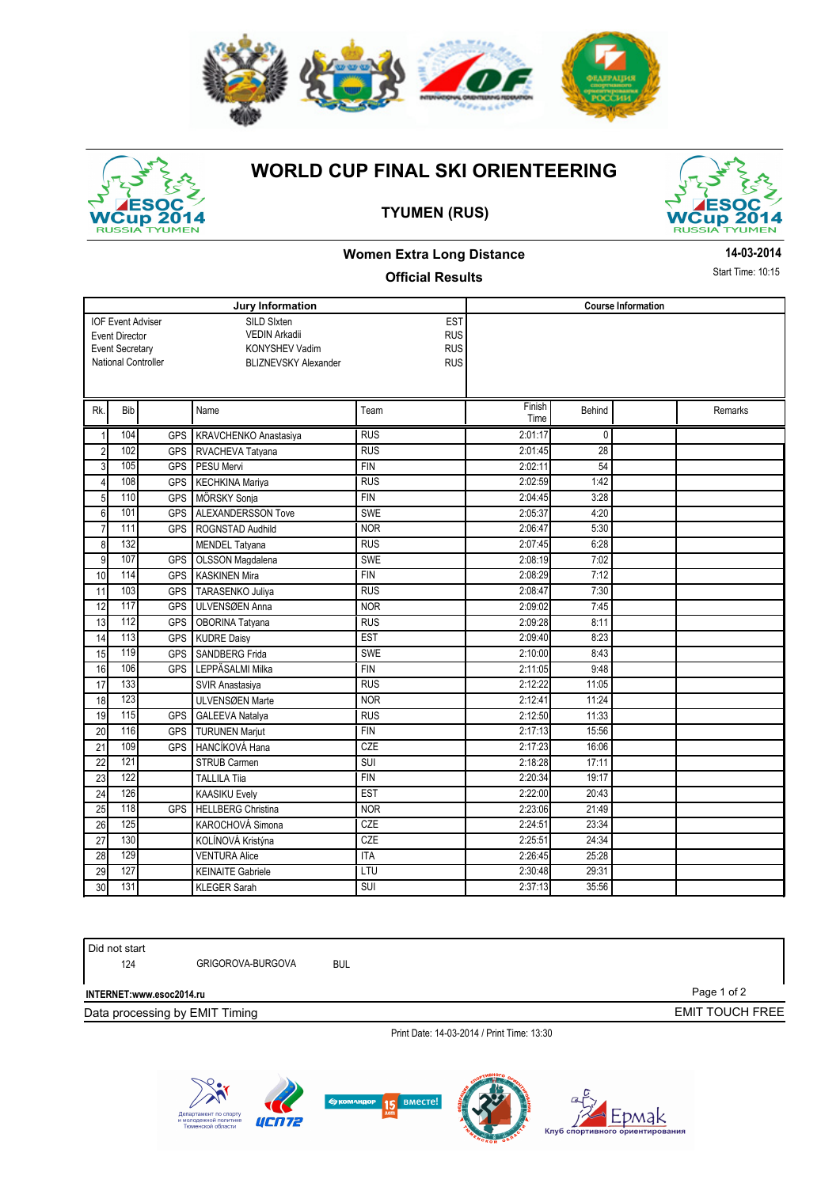# WORLD CUP FINAL SKI ORIENTEERING

## TYUMEN (RUS)

### Women Extra Long Distance

**Official Results**

**14-03-2014**

Start Time: 10:15

| Jury Information | | |
|---|---|---|
| IOF Event Adviser | SILD SIxten | EST |
| Event Director | VEDIN Arkadii | RUS |
| Event Secretary | KONYSHEV Vadim | RUS |
| National Controller | BLIZNEVSKY Alexander | RUS |

**Course Information**

| Rk. | Bib | | Name | Team | Finish Time | Behind | | Remarks |
|---|---|---|---|---|---|---|---|---|
| 1 | 104 | GPS | KRAVCHENKO Anastasiya | RUS | 2:01:17 | 0 | | |
| 2 | 102 | GPS | RVACHEVA Tatyana | RUS | 2:01:45 | 28 | | |
| 3 | 105 | GPS | PESU Mervi | FIN | 2:02:11 | 54 | | |
| 4 | 108 | GPS | KECHKINA Mariya | RUS | 2:02:59 | 1:42 | | |
| 5 | 110 | GPS | MÖRSKY Sonja | FIN | 2:04:45 | 3:28 | | |
| 6 | 101 | GPS | ALEXANDERSSON Tove | SWE | 2:05:37 | 4:20 | | |
| 7 | 111 | GPS | ROGNSTAD Audhild | NOR | 2:06:47 | 5:30 | | |
| 8 | 132 | | MENDEL Tatyana | RUS | 2:07:45 | 6:28 | | |
| 9 | 107 | GPS | OLSSON Magdalena | SWE | 2:08:19 | 7:02 | | |
| 10 | 114 | GPS | KASKINEN Mira | FIN | 2:08:29 | 7:12 | | |
| 11 | 103 | GPS | TARASENKO Juliya | RUS | 2:08:47 | 7:30 | | |
| 12 | 117 | GPS | ULVENSØEN Anna | NOR | 2:09:02 | 7:45 | | |
| 13 | 112 | GPS | OBORINA Tatyana | RUS | 2:09:28 | 8:11 | | |
| 14 | 113 | GPS | KUDRE Daisy | EST | 2:09:40 | 8:23 | | |
| 15 | 119 | GPS | SANDBERG Frida | SWE | 2:10:00 | 8:43 | | |
| 16 | 106 | GPS | LEPPÄSALMI Milka | FIN | 2:11:05 | 9:48 | | |
| 17 | 133 | | SVIR Anastasiya | RUS | 2:12:22 | 11:05 | | |
| 18 | 123 | | ULVENSØEN Marte | NOR | 2:12:41 | 11:24 | | |
| 19 | 115 | GPS | GALEEVA Natalya | RUS | 2:12:50 | 11:33 | | |
| 20 | 116 | GPS | TURUNEN Marjut | FIN | 2:17:13 | 15:56 | | |
| 21 | 109 | GPS | HANCÍKOVÁ Hana | CZE | 2:17:23 | 16:06 | | |
| 22 | 121 | | STRUB Carmen | SUI | 2:18:28 | 17:11 | | |
| 23 | 122 | | TALLILA Tiia | FIN | 2:20:34 | 19:17 | | |
| 24 | 126 | | KAASIKU Evely | EST | 2:22:00 | 20:43 | | |
| 25 | 118 | GPS | HELLBERG Christina | NOR | 2:23:06 | 21:49 | | |
| 26 | 125 | | KAROCHOVÁ Simona | CZE | 2:24:51 | 23:34 | | |
| 27 | 130 | | KOLÍNOVÁ Kristýna | CZE | 2:25:51 | 24:34 | | |
| 28 | 129 | | VENTURA Alice | ITA | 2:26:45 | 25:28 | | |
| 29 | 127 | | KEINAITE Gabriele | LTU | 2:30:48 | 29:31 | | |
| 30 | 131 | | KLEGER Sarah | SUI | 2:37:13 | 35:56 | | |

Did not start

| Bib | Name | Team |
|---|---|---|
| 124 | GRIGOROVA-BURGOVA | BUL |

INTERNET:www.esoc2014.ru

Data processing by EMIT Timing — EMIT TOUCH FREE

Print Date: 14-03-2014 / Print Time: 13:30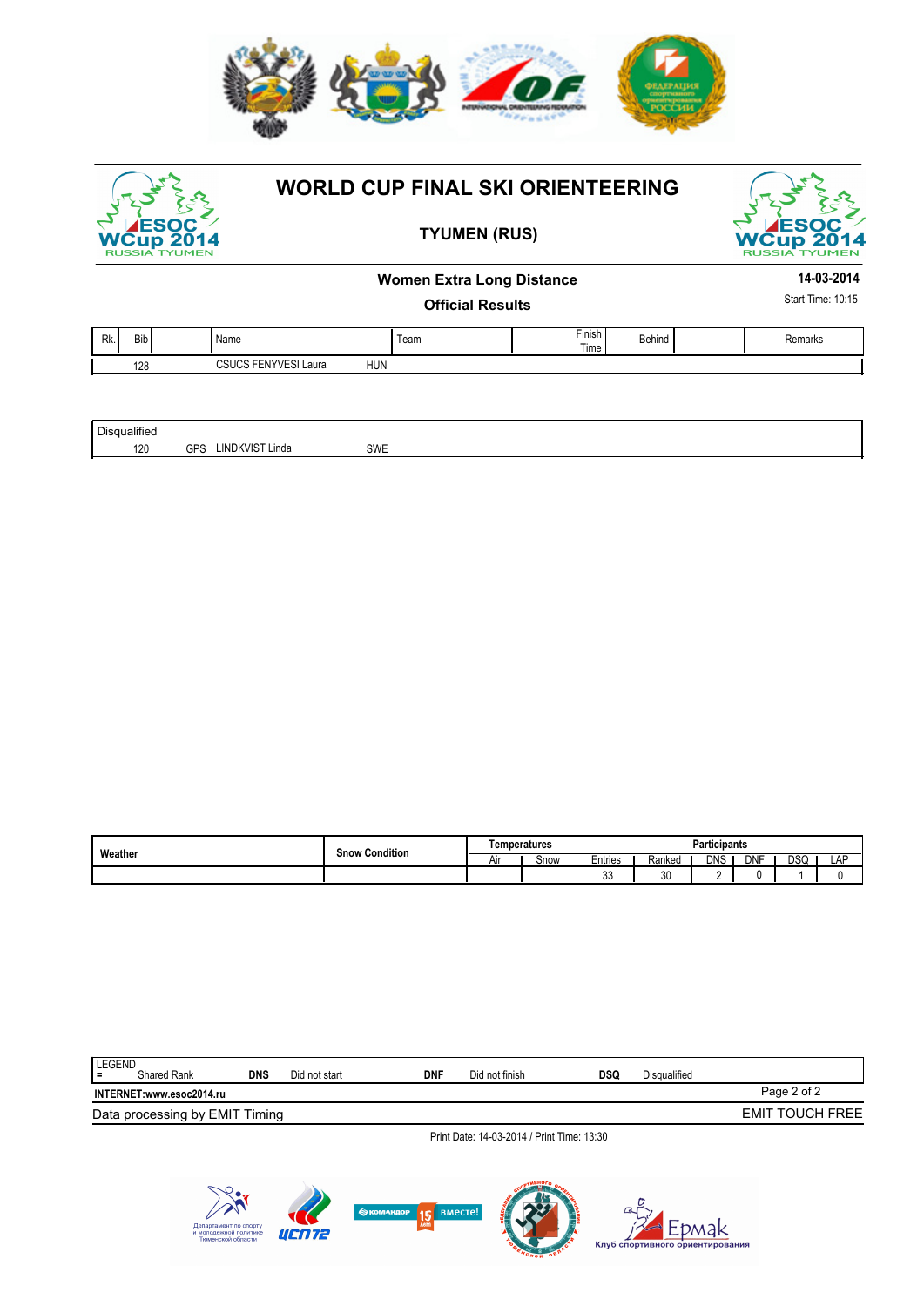# WORLD CUP FINAL SKI ORIENTEERING

## TYUMEN (RUS)

### Women Extra Long Distance

### Official Results

**14-03-2014**

Start Time: 10:15

| Rk. | Bib | | Name | Team | Finish Time | Behind | | Remarks |
|---|---|---|---|---|---|---|---|---|
| | 128 | | CSUCS FENYVESI Laura | HUN | | | | |

| Disqualified | | | | |
|---|---|---|---|---|
| 120 | GPS | LINDKVIST Linda | SWE | |

| Weather | Snow Condition | Temperatures | | Participants | | | | | |
|---|---|---|---|---|---|---|---|---|---|
| | | Air | Snow | Entries | Ranked | DNS | DNF | DSQ | LAP |
| | | | | 33 | 30 | 2 | 0 | 1 | 0 |

| LEGEND | | | | | | | |
|---|---|---|---|---|---|---|---|
| = | Shared Rank | DNS | Did not start | DNF | Did not finish | DSQ | Disqualified |

INTERNET:www.esoc2014.ru

Data processing by EMIT Timing — EMIT TOUCH FREE

Print Date: 14-03-2014 / Print Time: 13:30